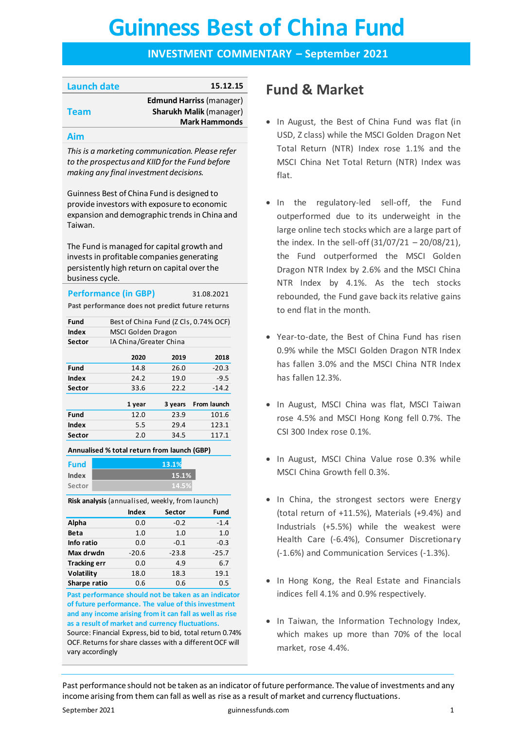# Guinness Best of China Fund

## INVESTMENT COMMENTARY – September 2021

| | |
|---|---|
| **Launch date** | **15.12.15** |
| **Team** | **Edmund Harriss** (manager)<br>**Sharukh Malik** (manager)<br>**Mark Hammonds** |

### Aim

*This is a marketing communication. Please refer to the prospectus and KIID for the Fund before making any final investment decisions.*

Guinness Best of China Fund is designed to provide investors with exposure to economic expansion and demographic trends in China and Taiwan.

The Fund is managed for capital growth and invests in profitable companies generating persistently high return on capital over the business cycle.

### Performance (in GBP) 31.08.2021

**Past performance does not predict future returns**

| | |
|---|---|
| **Fund** | Best of China Fund (Z Cls, 0.74% OCF) |
| **Index** | MSCI Golden Dragon |
| **Sector** | IA China/Greater China |

| | 2020 | 2019 | 2018 |
|---|---|---|---|
| **Fund** | 14.8 | 26.0 | -20.3 |
| **Index** | 24.2 | 19.0 | -9.5 |
| **Sector** | 33.6 | 22.2 | -14.2 |

| | 1 year | 3 years | From launch |
|---|---|---|---|
| **Fund** | 12.0 | 23.9 | 101.6 |
| **Index** | 5.5 | 29.4 | 123.1 |
| **Sector** | 2.0 | 34.5 | 117.1 |

**Annualised % total return from launch (GBP)**

| | |
|---|---|
| **Fund** | 13.1% |
| **Index** | 15.1% |
| **Sector** | 14.5% |

**Risk analysis** (annualised, weekly, from launch)

| | Index | Sector | Fund |
|---|---|---|---|
| **Alpha** | 0.0 | -0.2 | -1.4 |
| **Beta** | 1.0 | 1.0 | 1.0 |
| **Info ratio** | 0.0 | -0.1 | -0.3 |
| **Max drwdn** | -20.6 | -23.8 | -25.7 |
| **Tracking err** | 0.0 | 4.9 | 6.7 |
| **Volatility** | 18.0 | 18.3 | 19.1 |
| **Sharpe ratio** | 0.6 | 0.6 | 0.5 |

**Past performance should not be taken as an indicator of future performance. The value of this investment and any income arising from it can fall as well as rise as a result of market and currency fluctuations.**

Source: Financial Express, bid to bid, total return 0.74% OCF. Returns for share classes with a different OCF will vary accordingly

## Fund & Market

- In August, the Best of China Fund was flat (in USD, Z class) while the MSCI Golden Dragon Net Total Return (NTR) Index rose 1.1% and the MSCI China Net Total Return (NTR) Index was flat.

- In the regulatory-led sell-off, the Fund outperformed due to its underweight in the large online tech stocks which are a large part of the index. In the sell-off (31/07/21 – 20/08/21), the Fund outperformed the MSCI Golden Dragon NTR Index by 2.6% and the MSCI China NTR Index by 4.1%. As the tech stocks rebounded, the Fund gave back its relative gains to end flat in the month.

- Year-to-date, the Best of China Fund has risen 0.9% while the MSCI Golden Dragon NTR Index has fallen 3.0% and the MSCI China NTR Index has fallen 12.3%.

- In August, MSCI China was flat, MSCI Taiwan rose 4.5% and MSCI Hong Kong fell 0.7%. The CSI 300 Index rose 0.1%.

- In August, MSCI China Value rose 0.3% while MSCI China Growth fell 0.3%.

- In China, the strongest sectors were Energy (total return of +11.5%), Materials (+9.4%) and Industrials (+5.5%) while the weakest were Health Care (-6.4%), Consumer Discretionary (-1.6%) and Communication Services (-1.3%).

- In Hong Kong, the Real Estate and Financials indices fell 4.1% and 0.9% respectively.

- In Taiwan, the Information Technology Index, which makes up more than 70% of the local market, rose 4.4%.

Past performance should not be taken as an indicator of future performance. The value of investments and any income arising from them can fall as well as rise as a result of market and currency fluctuations.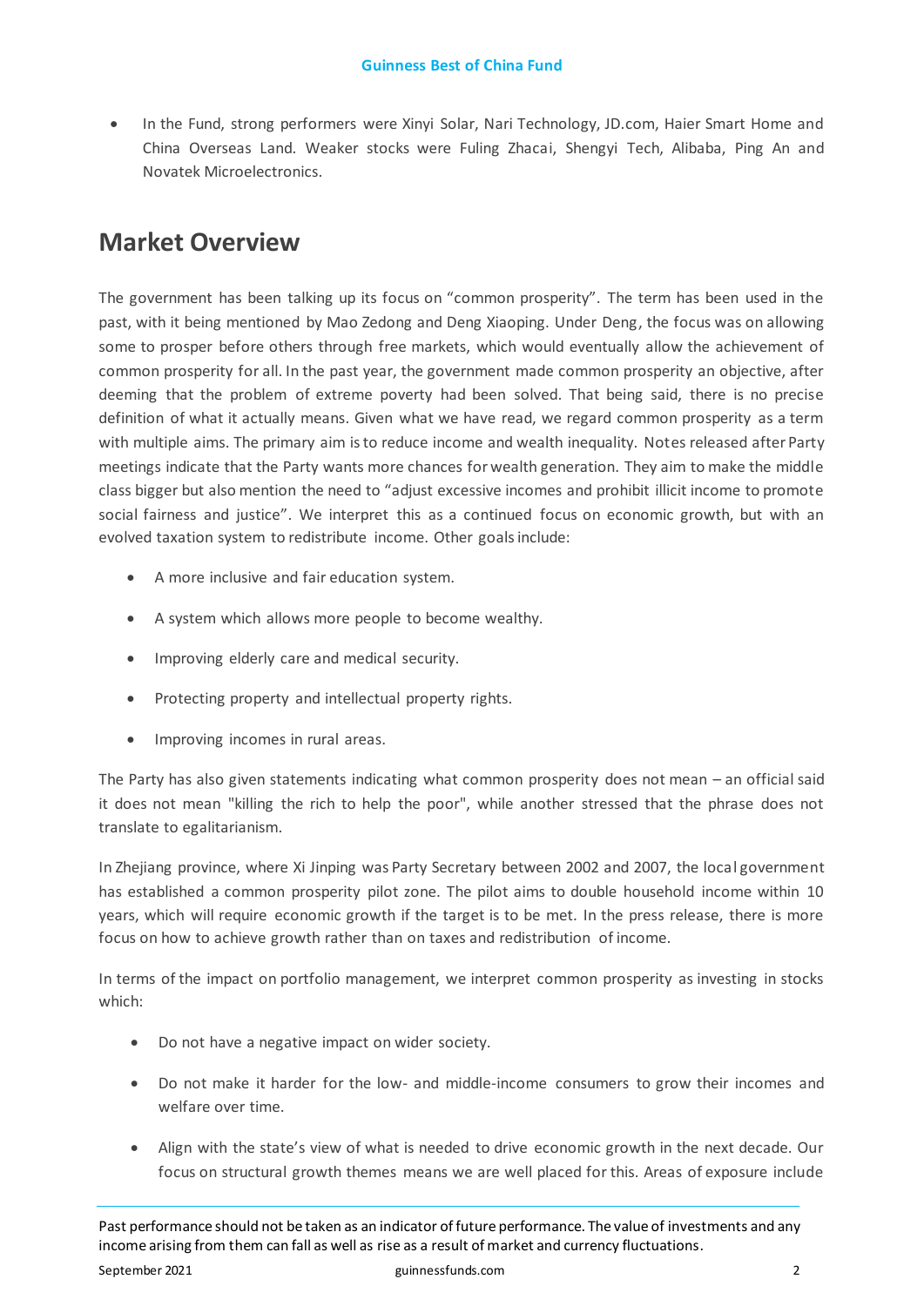- In the Fund, strong performers were Xinyi Solar, Nari Technology, JD.com, Haier Smart Home and China Overseas Land. Weaker stocks were Fuling Zhacai, Shengyi Tech, Alibaba, Ping An and Novatek Microelectronics.

## Market Overview

The government has been talking up its focus on "common prosperity". The term has been used in the past, with it being mentioned by Mao Zedong and Deng Xiaoping. Under Deng, the focus was on allowing some to prosper before others through free markets, which would eventually allow the achievement of common prosperity for all. In the past year, the government made common prosperity an objective, after deeming that the problem of extreme poverty had been solved. That being said, there is no precise definition of what it actually means. Given what we have read, we regard common prosperity as a term with multiple aims. The primary aim is to reduce income and wealth inequality. Notes released after Party meetings indicate that the Party wants more chances for wealth generation. They aim to make the middle class bigger but also mention the need to "adjust excessive incomes and prohibit illicit income to promote social fairness and justice". We interpret this as a continued focus on economic growth, but with an evolved taxation system to redistribute income. Other goals include:

- A more inclusive and fair education system.
- A system which allows more people to become wealthy.
- Improving elderly care and medical security.
- Protecting property and intellectual property rights.
- Improving incomes in rural areas.

The Party has also given statements indicating what common prosperity does not mean – an official said it does not mean "killing the rich to help the poor", while another stressed that the phrase does not translate to egalitarianism.

In Zhejiang province, where Xi Jinping was Party Secretary between 2002 and 2007, the local government has established a common prosperity pilot zone. The pilot aims to double household income within 10 years, which will require economic growth if the target is to be met. In the press release, there is more focus on how to achieve growth rather than on taxes and redistribution of income.

In terms of the impact on portfolio management, we interpret common prosperity as investing in stocks which:

- Do not have a negative impact on wider society.
- Do not make it harder for the low- and middle-income consumers to grow their incomes and welfare over time.
- Align with the state's view of what is needed to drive economic growth in the next decade. Our focus on structural growth themes means we are well placed for this. Areas of exposure include

Past performance should not be taken as an indicator of future performance. The value of investments and any income arising from them can fall as well as rise as a result of market and currency fluctuations.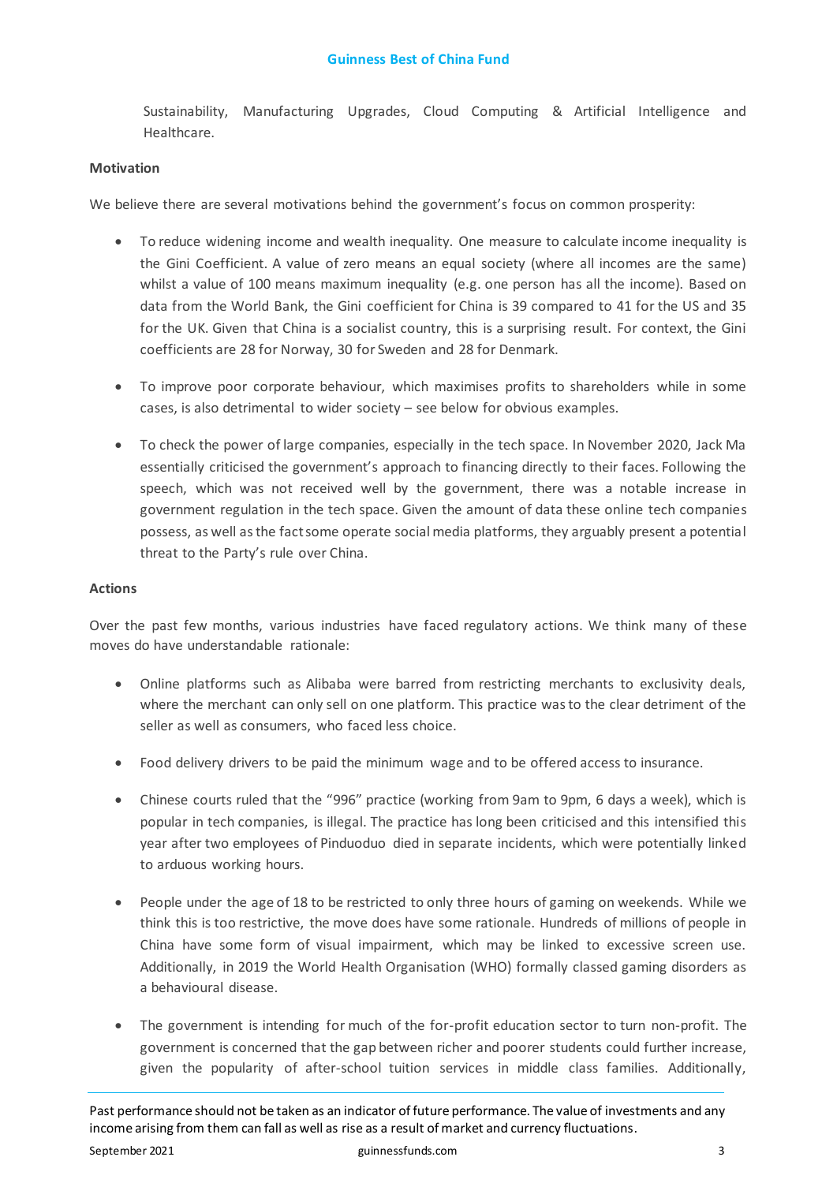Sustainability, Manufacturing Upgrades, Cloud Computing & Artificial Intelligence and Healthcare.

**Motivation**

We believe there are several motivations behind the government's focus on common prosperity:

- To reduce widening income and wealth inequality. One measure to calculate income inequality is the Gini Coefficient. A value of zero means an equal society (where all incomes are the same) whilst a value of 100 means maximum inequality (e.g. one person has all the income). Based on data from the World Bank, the Gini coefficient for China is 39 compared to 41 for the US and 35 for the UK. Given that China is a socialist country, this is a surprising result. For context, the Gini coefficients are 28 for Norway, 30 for Sweden and 28 for Denmark.

- To improve poor corporate behaviour, which maximises profits to shareholders while in some cases, is also detrimental to wider society – see below for obvious examples.

- To check the power of large companies, especially in the tech space. In November 2020, Jack Ma essentially criticised the government's approach to financing directly to their faces. Following the speech, which was not received well by the government, there was a notable increase in government regulation in the tech space. Given the amount of data these online tech companies possess, as well as the fact some operate social media platforms, they arguably present a potential threat to the Party's rule over China.

**Actions**

Over the past few months, various industries have faced regulatory actions. We think many of these moves do have understandable rationale:

- Online platforms such as Alibaba were barred from restricting merchants to exclusivity deals, where the merchant can only sell on one platform. This practice was to the clear detriment of the seller as well as consumers, who faced less choice.

- Food delivery drivers to be paid the minimum wage and to be offered access to insurance.

- Chinese courts ruled that the "996" practice (working from 9am to 9pm, 6 days a week), which is popular in tech companies, is illegal. The practice has long been criticised and this intensified this year after two employees of Pinduoduo died in separate incidents, which were potentially linked to arduous working hours.

- People under the age of 18 to be restricted to only three hours of gaming on weekends. While we think this is too restrictive, the move does have some rationale. Hundreds of millions of people in China have some form of visual impairment, which may be linked to excessive screen use. Additionally, in 2019 the World Health Organisation (WHO) formally classed gaming disorders as a behavioural disease.

- The government is intending for much of the for-profit education sector to turn non-profit. The government is concerned that the gap between richer and poorer students could further increase, given the popularity of after-school tuition services in middle class families. Additionally,

Past performance should not be taken as an indicator of future performance. The value of investments and any income arising from them can fall as well as rise as a result of market and currency fluctuations.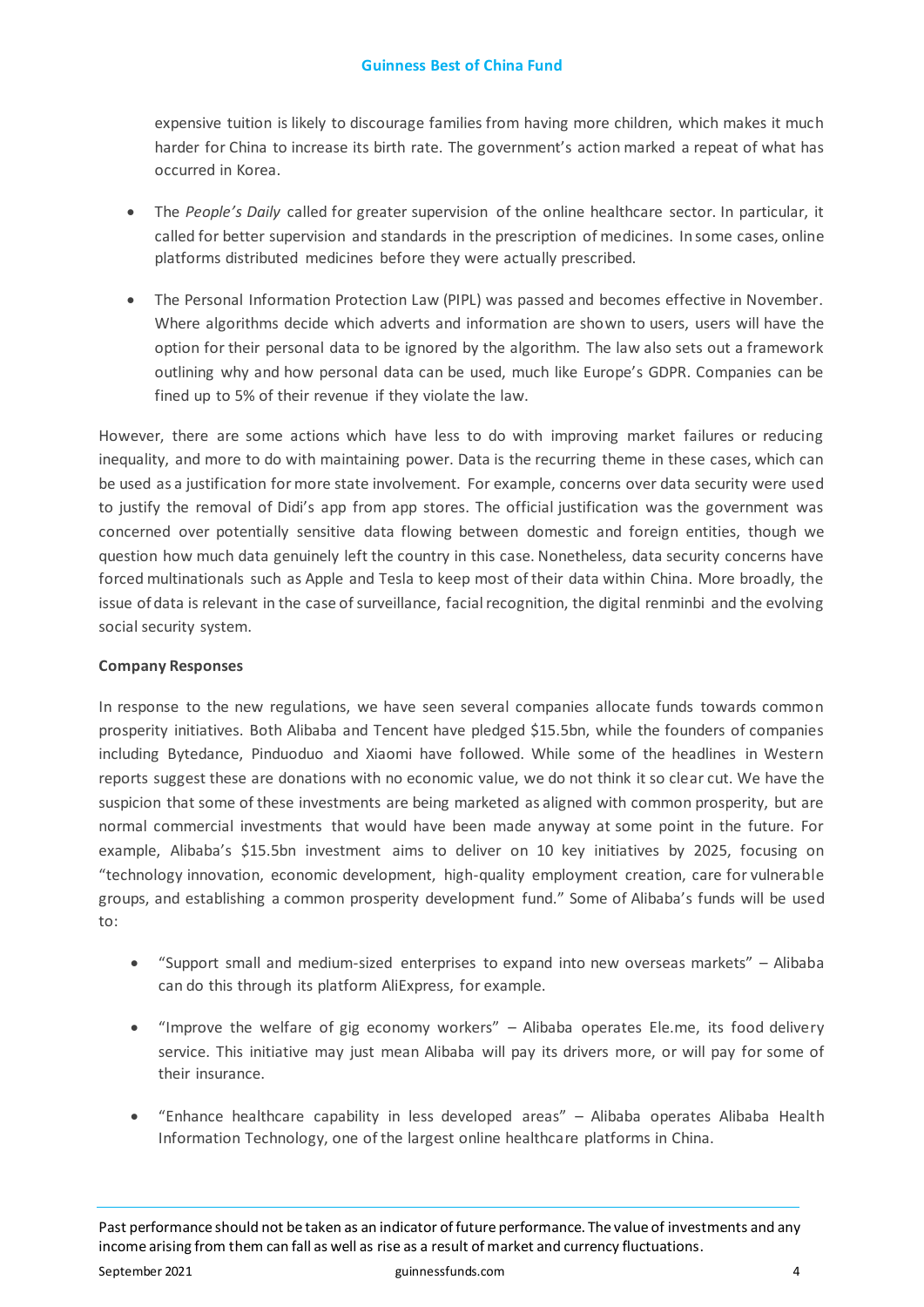expensive tuition is likely to discourage families from having more children, which makes it much harder for China to increase its birth rate. The government's action marked a repeat of what has occurred in Korea.

- The *People's Daily* called for greater supervision of the online healthcare sector. In particular, it called for better supervision and standards in the prescription of medicines. In some cases, online platforms distributed medicines before they were actually prescribed.

- The Personal Information Protection Law (PIPL) was passed and becomes effective in November. Where algorithms decide which adverts and information are shown to users, users will have the option for their personal data to be ignored by the algorithm. The law also sets out a framework outlining why and how personal data can be used, much like Europe's GDPR. Companies can be fined up to 5% of their revenue if they violate the law.

However, there are some actions which have less to do with improving market failures or reducing inequality, and more to do with maintaining power. Data is the recurring theme in these cases, which can be used as a justification for more state involvement. For example, concerns over data security were used to justify the removal of Didi's app from app stores. The official justification was the government was concerned over potentially sensitive data flowing between domestic and foreign entities, though we question how much data genuinely left the country in this case. Nonetheless, data security concerns have forced multinationals such as Apple and Tesla to keep most of their data within China. More broadly, the issue of data is relevant in the case of surveillance, facial recognition, the digital renminbi and the evolving social security system.

**Company Responses**

In response to the new regulations, we have seen several companies allocate funds towards common prosperity initiatives. Both Alibaba and Tencent have pledged $15.5bn, while the founders of companies including Bytedance, Pinduoduo and Xiaomi have followed. While some of the headlines in Western reports suggest these are donations with no economic value, we do not think it so clear cut. We have the suspicion that some of these investments are being marketed as aligned with common prosperity, but are normal commercial investments that would have been made anyway at some point in the future. For example, Alibaba's $15.5bn investment aims to deliver on 10 key initiatives by 2025, focusing on "technology innovation, economic development, high-quality employment creation, care for vulnerable groups, and establishing a common prosperity development fund." Some of Alibaba's funds will be used to:

- "Support small and medium-sized enterprises to expand into new overseas markets" – Alibaba can do this through its platform AliExpress, for example.

- "Improve the welfare of gig economy workers" – Alibaba operates Ele.me, its food delivery service. This initiative may just mean Alibaba will pay its drivers more, or will pay for some of their insurance.

- "Enhance healthcare capability in less developed areas" – Alibaba operates Alibaba Health Information Technology, one of the largest online healthcare platforms in China.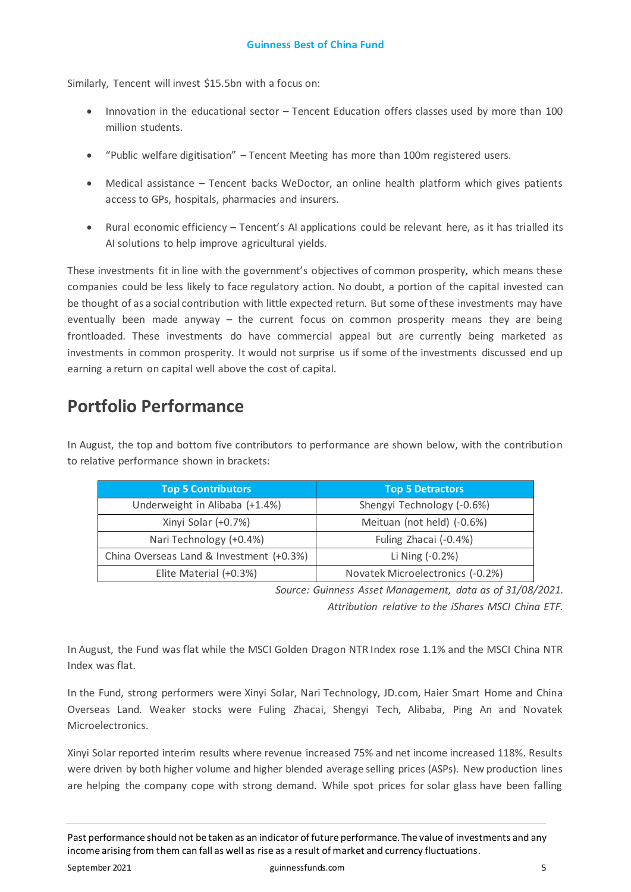Similarly, Tencent will invest $15.5bn with a focus on:

- Innovation in the educational sector – Tencent Education offers classes used by more than 100 million students.
- "Public welfare digitisation" – Tencent Meeting has more than 100m registered users.
- Medical assistance – Tencent backs WeDoctor, an online health platform which gives patients access to GPs, hospitals, pharmacies and insurers.
- Rural economic efficiency – Tencent's AI applications could be relevant here, as it has trialled its AI solutions to help improve agricultural yields.

These investments fit in line with the government's objectives of common prosperity, which means these companies could be less likely to face regulatory action. No doubt, a portion of the capital invested can be thought of as a social contribution with little expected return. But some of these investments may have eventually been made anyway – the current focus on common prosperity means they are being frontloaded. These investments do have commercial appeal but are currently being marketed as investments in common prosperity. It would not surprise us if some of the investments discussed end up earning a return on capital well above the cost of capital.

## Portfolio Performance

In August, the top and bottom five contributors to performance are shown below, with the contribution to relative performance shown in brackets:

| Top 5 Contributors | Top 5 Detractors |
|---|---|
| Underweight in Alibaba (+1.4%) | Shengyi Technology (-0.6%) |
| Xinyi Solar (+0.7%) | Meituan (not held) (-0.6%) |
| Nari Technology (+0.4%) | Fuling Zhacai (-0.4%) |
| China Overseas Land & Investment (+0.3%) | Li Ning (-0.2%) |
| Elite Material (+0.3%) | Novatek Microelectronics (-0.2%) |

*Source: Guinness Asset Management, data as of 31/08/2021.*
*Attribution relative to the iShares MSCI China ETF.*

In August, the Fund was flat while the MSCI Golden Dragon NTR Index rose 1.1% and the MSCI China NTR Index was flat.

In the Fund, strong performers were Xinyi Solar, Nari Technology, JD.com, Haier Smart Home and China Overseas Land. Weaker stocks were Fuling Zhacai, Shengyi Tech, Alibaba, Ping An and Novatek Microelectronics.

Xinyi Solar reported interim results where revenue increased 75% and net income increased 118%. Results were driven by both higher volume and higher blended average selling prices (ASPs). New production lines are helping the company cope with strong demand. While spot prices for solar glass have been falling

Past performance should not be taken as an indicator of future performance. The value of investments and any income arising from them can fall as well as rise as a result of market and currency fluctuations.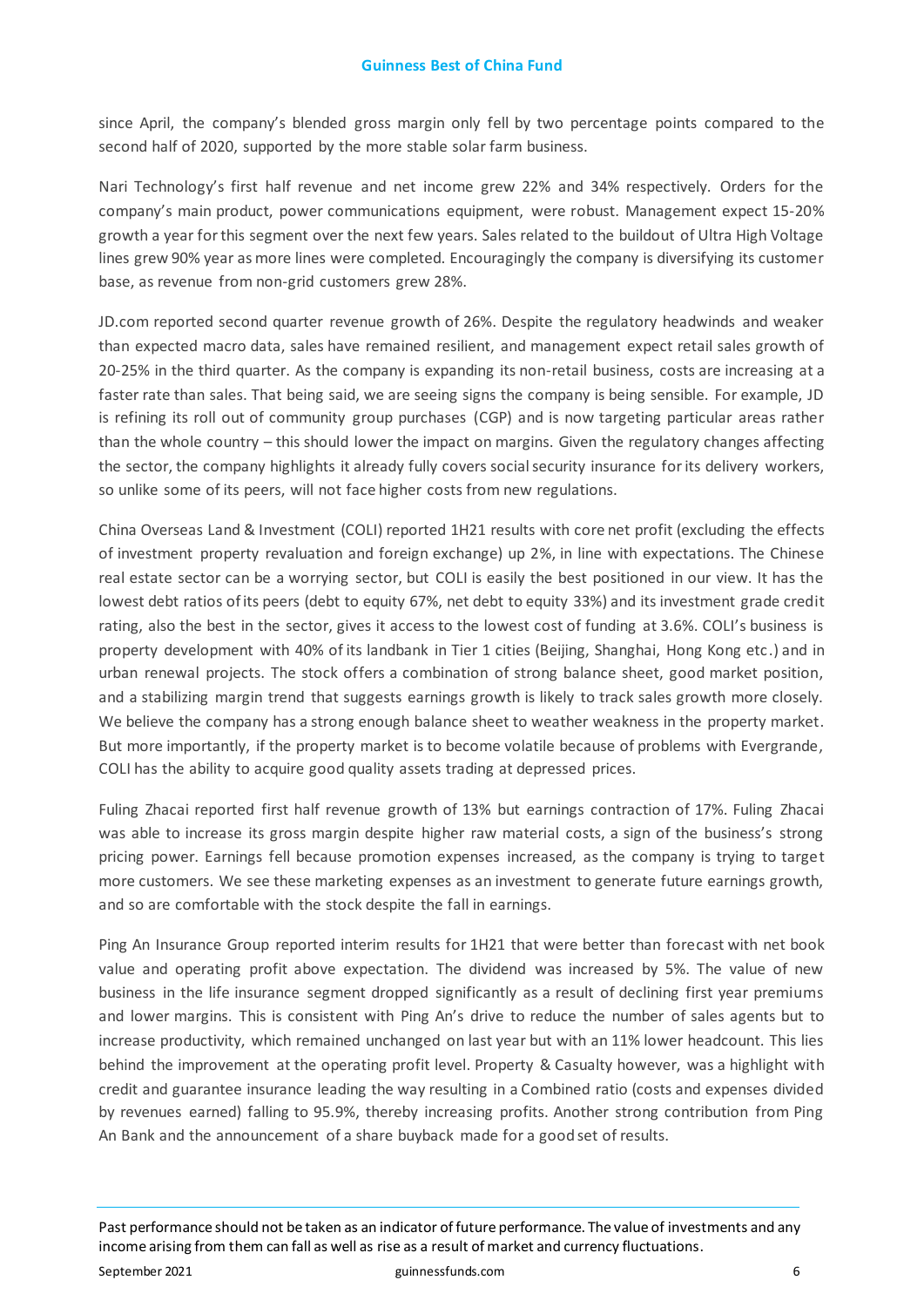since April, the company's blended gross margin only fell by two percentage points compared to the second half of 2020, supported by the more stable solar farm business.

Nari Technology's first half revenue and net income grew 22% and 34% respectively. Orders for the company's main product, power communications equipment, were robust. Management expect 15-20% growth a year for this segment over the next few years. Sales related to the buildout of Ultra High Voltage lines grew 90% year as more lines were completed. Encouragingly the company is diversifying its customer base, as revenue from non-grid customers grew 28%.

JD.com reported second quarter revenue growth of 26%. Despite the regulatory headwinds and weaker than expected macro data, sales have remained resilient, and management expect retail sales growth of 20-25% in the third quarter. As the company is expanding its non-retail business, costs are increasing at a faster rate than sales. That being said, we are seeing signs the company is being sensible. For example, JD is refining its roll out of community group purchases (CGP) and is now targeting particular areas rather than the whole country – this should lower the impact on margins. Given the regulatory changes affecting the sector, the company highlights it already fully covers social security insurance for its delivery workers, so unlike some of its peers, will not face higher costs from new regulations.

China Overseas Land & Investment (COLI) reported 1H21 results with core net profit (excluding the effects of investment property revaluation and foreign exchange) up 2%, in line with expectations. The Chinese real estate sector can be a worrying sector, but COLI is easily the best positioned in our view. It has the lowest debt ratios of its peers (debt to equity 67%, net debt to equity 33%) and its investment grade credit rating, also the best in the sector, gives it access to the lowest cost of funding at 3.6%. COLI's business is property development with 40% of its landbank in Tier 1 cities (Beijing, Shanghai, Hong Kong etc.) and in urban renewal projects. The stock offers a combination of strong balance sheet, good market position, and a stabilizing margin trend that suggests earnings growth is likely to track sales growth more closely. We believe the company has a strong enough balance sheet to weather weakness in the property market. But more importantly, if the property market is to become volatile because of problems with Evergrande, COLI has the ability to acquire good quality assets trading at depressed prices.

Fuling Zhacai reported first half revenue growth of 13% but earnings contraction of 17%. Fuling Zhacai was able to increase its gross margin despite higher raw material costs, a sign of the business's strong pricing power. Earnings fell because promotion expenses increased, as the company is trying to target more customers. We see these marketing expenses as an investment to generate future earnings growth, and so are comfortable with the stock despite the fall in earnings.

Ping An Insurance Group reported interim results for 1H21 that were better than forecast with net book value and operating profit above expectation. The dividend was increased by 5%. The value of new business in the life insurance segment dropped significantly as a result of declining first year premiums and lower margins. This is consistent with Ping An's drive to reduce the number of sales agents but to increase productivity, which remained unchanged on last year but with an 11% lower headcount. This lies behind the improvement at the operating profit level. Property & Casualty however, was a highlight with credit and guarantee insurance leading the way resulting in a Combined ratio (costs and expenses divided by revenues earned) falling to 95.9%, thereby increasing profits. Another strong contribution from Ping An Bank and the announcement of a share buyback made for a good set of results.

Past performance should not be taken as an indicator of future performance. The value of investments and any income arising from them can fall as well as rise as a result of market and currency fluctuations.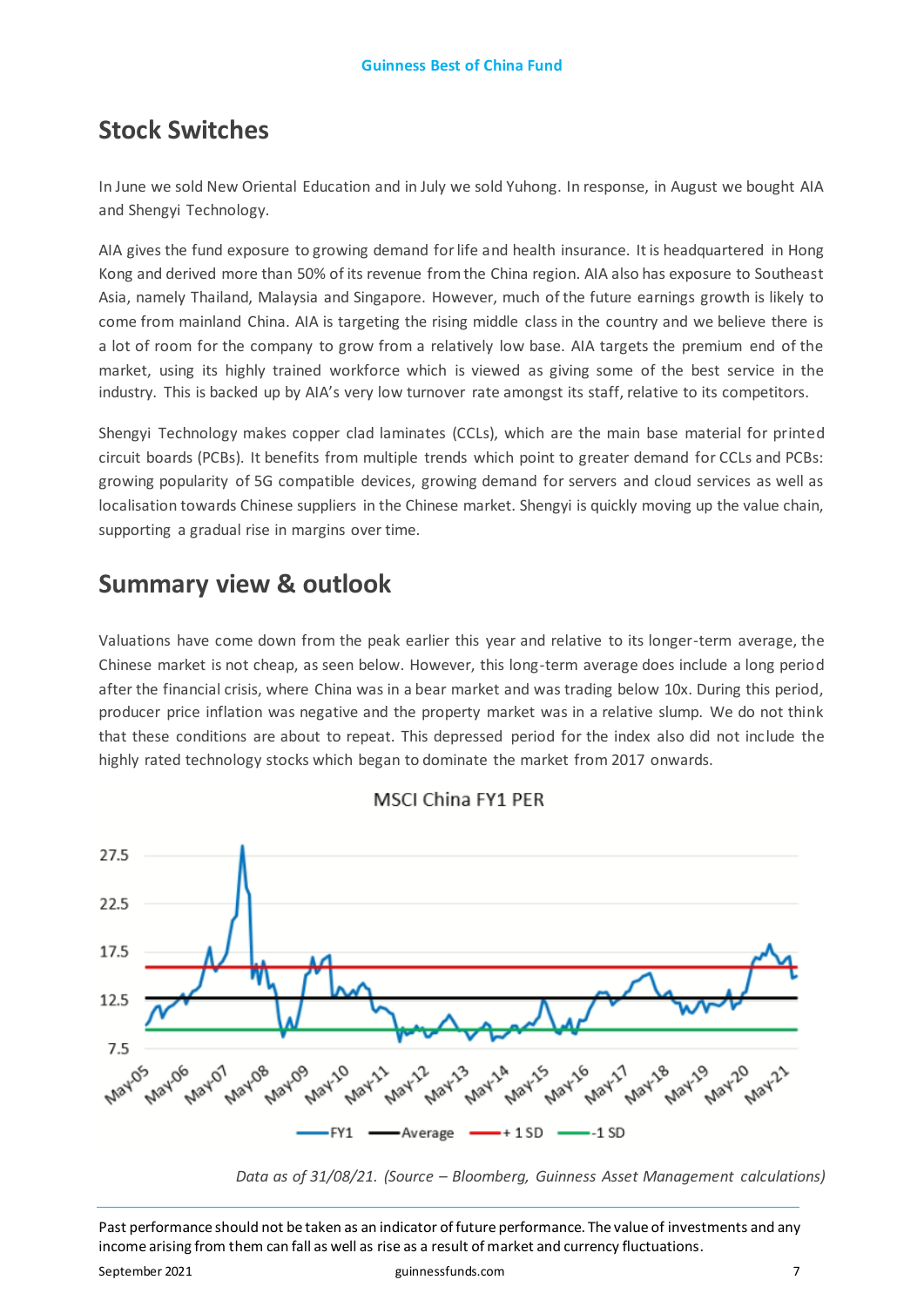## Stock Switches

In June we sold New Oriental Education and in July we sold Yuhong. In response, in August we bought AIA and Shengyi Technology.

AIA gives the fund exposure to growing demand for life and health insurance. It is headquartered in Hong Kong and derived more than 50% of its revenue from the China region. AIA also has exposure to Southeast Asia, namely Thailand, Malaysia and Singapore. However, much of the future earnings growth is likely to come from mainland China. AIA is targeting the rising middle class in the country and we believe there is a lot of room for the company to grow from a relatively low base. AIA targets the premium end of the market, using its highly trained workforce which is viewed as giving some of the best service in the industry. This is backed up by AIA's very low turnover rate amongst its staff, relative to its competitors.

Shengyi Technology makes copper clad laminates (CCLs), which are the main base material for printed circuit boards (PCBs). It benefits from multiple trends which point to greater demand for CCLs and PCBs: growing popularity of 5G compatible devices, growing demand for servers and cloud services as well as localisation towards Chinese suppliers in the Chinese market. Shengyi is quickly moving up the value chain, supporting a gradual rise in margins over time.

## Summary view & outlook

Valuations have come down from the peak earlier this year and relative to its longer-term average, the Chinese market is not cheap, as seen below. However, this long-term average does include a long period after the financial crisis, where China was in a bear market and was trading below 10x. During this period, producer price inflation was negative and the property market was in a relative slump. We do not think that these conditions are about to repeat. This depressed period for the index also did not include the highly rated technology stocks which began to dominate the market from 2017 onwards.

MSCI China FY1 PER

*Data as of 31/08/21. (Source – Bloomberg, Guinness Asset Management calculations)*

Past performance should not be taken as an indicator of future performance. The value of investments and any income arising from them can fall as well as rise as a result of market and currency fluctuations.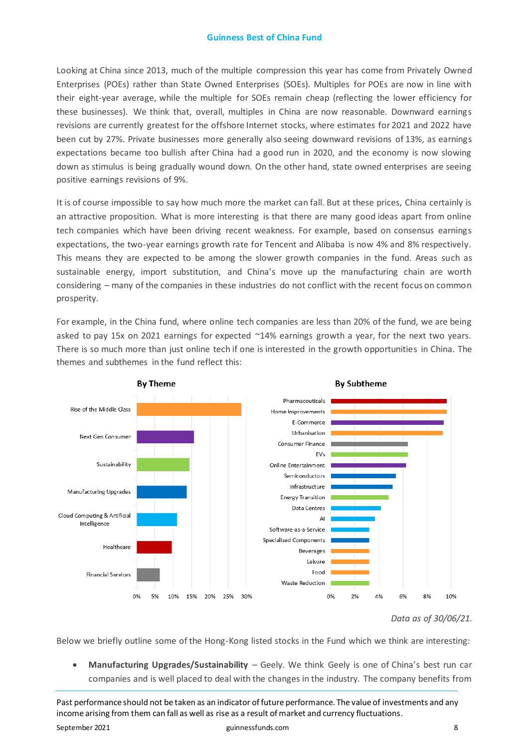Looking at China since 2013, much of the multiple compression this year has come from Privately Owned Enterprises (POEs) rather than State Owned Enterprises (SOEs). Multiples for POEs are now in line with their eight-year average, while the multiple for SOEs remain cheap (reflecting the lower efficiency for these businesses). We think that, overall, multiples in China are now reasonable. Downward earnings revisions are currently greatest for the offshore Internet stocks, where estimates for 2021 and 2022 have been cut by 27%. Private businesses more generally also seeing downward revisions of 13%, as earnings expectations became too bullish after China had a good run in 2020, and the economy is now slowing down as stimulus is being gradually wound down. On the other hand, state owned enterprises are seeing positive earnings revisions of 9%.

It is of course impossible to say how much more the market can fall. But at these prices, China certainly is an attractive proposition. What is more interesting is that there are many good ideas apart from online tech companies which have been driving recent weakness. For example, based on consensus earnings expectations, the two-year earnings growth rate for Tencent and Alibaba is now 4% and 8% respectively. This means they are expected to be among the slower growth companies in the fund. Areas such as sustainable energy, import substitution, and China's move up the manufacturing chain are worth considering – many of the companies in these industries do not conflict with the recent focus on common prosperity.

For example, in the China fund, where online tech companies are less than 20% of the fund, we are being asked to pay 15x on 2021 earnings for expected ~14% earnings growth a year, for the next two years. There is so much more than just online tech if one is interested in the growth opportunities in China. The themes and subthemes in the fund reflect this:

**By Theme**

| Theme |
|---|
| Rise of the Middle Class |
| Next Gen Consumer |
| Sustainability |
| Manufacturing Upgrades |
| Cloud Computing & Artificial Intelligence |
| Healthcare |
| Financial Services |

**By Subtheme**

| Subtheme |
|---|
| Pharmaceuticals |
| Home Improvements |
| E-Commerce |
| Urbanisation |
| Consumer Finance |
| EVs |
| Online Entertainment |
| Semiconductors |
| Infrastructure |
| Energy Transition |
| Data Centres |
| AI |
| Software-as-a-Service |
| Specialised Components |
| Beverages |
| Leisure |
| Food |
| Waste Reduction |

*Data as of 30/06/21.*

Below we briefly outline some of the Hong-Kong listed stocks in the Fund which we think are interesting:

- **Manufacturing Upgrades/Sustainability** – Geely. We think Geely is one of China's best run car companies and is well placed to deal with the changes in the industry. The company benefits from

Past performance should not be taken as an indicator of future performance. The value of investments and any income arising from them can fall as well as rise as a result of market and currency fluctuations.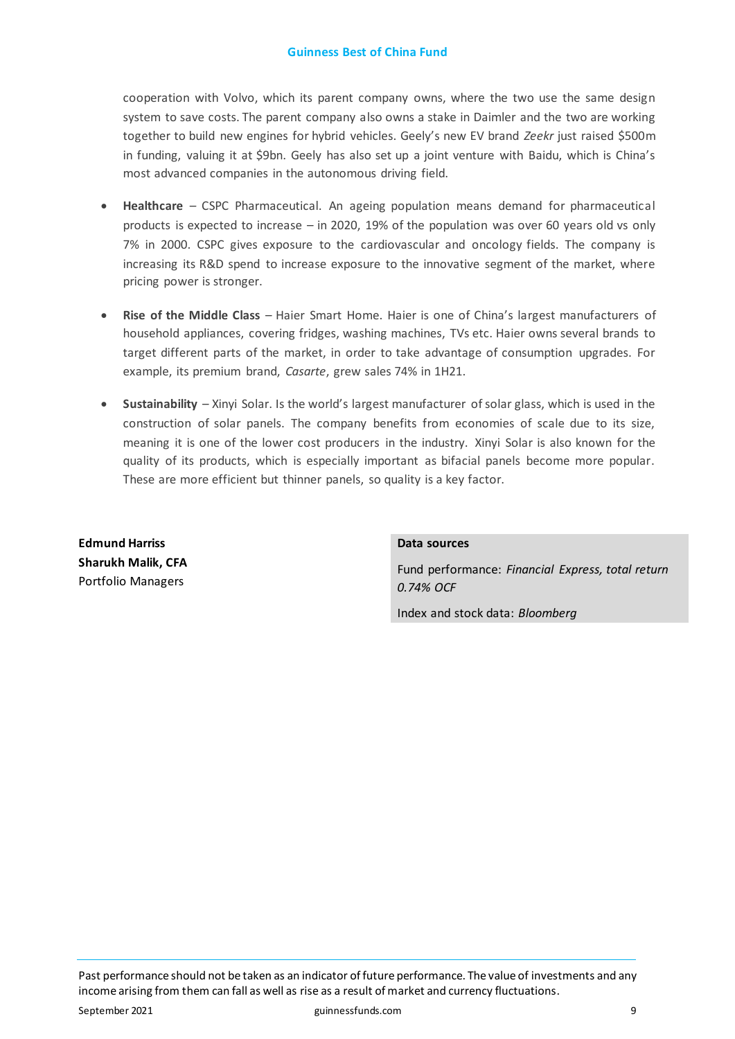cooperation with Volvo, which its parent company owns, where the two use the same design system to save costs. The parent company also owns a stake in Daimler and the two are working together to build new engines for hybrid vehicles. Geely's new EV brand *Zeekr* just raised $500m in funding, valuing it at $9bn. Geely has also set up a joint venture with Baidu, which is China's most advanced companies in the autonomous driving field.

- **Healthcare** – CSPC Pharmaceutical. An ageing population means demand for pharmaceutical products is expected to increase – in 2020, 19% of the population was over 60 years old vs only 7% in 2000. CSPC gives exposure to the cardiovascular and oncology fields. The company is increasing its R&D spend to increase exposure to the innovative segment of the market, where pricing power is stronger.

- **Rise of the Middle Class** – Haier Smart Home. Haier is one of China's largest manufacturers of household appliances, covering fridges, washing machines, TVs etc. Haier owns several brands to target different parts of the market, in order to take advantage of consumption upgrades. For example, its premium brand, *Casarte*, grew sales 74% in 1H21.

- **Sustainability** – Xinyi Solar. Is the world's largest manufacturer of solar glass, which is used in the construction of solar panels. The company benefits from economies of scale due to its size, meaning it is one of the lower cost producers in the industry. Xinyi Solar is also known for the quality of its products, which is especially important as bifacial panels become more popular. These are more efficient but thinner panels, so quality is a key factor.

**Edmund Harriss**
**Sharukh Malik, CFA**
Portfolio Managers

**Data sources**

Fund performance: *Financial Express, total return 0.74% OCF*

Index and stock data: *Bloomberg*

Past performance should not be taken as an indicator of future performance. The value of investments and any income arising from them can fall as well as rise as a result of market and currency fluctuations.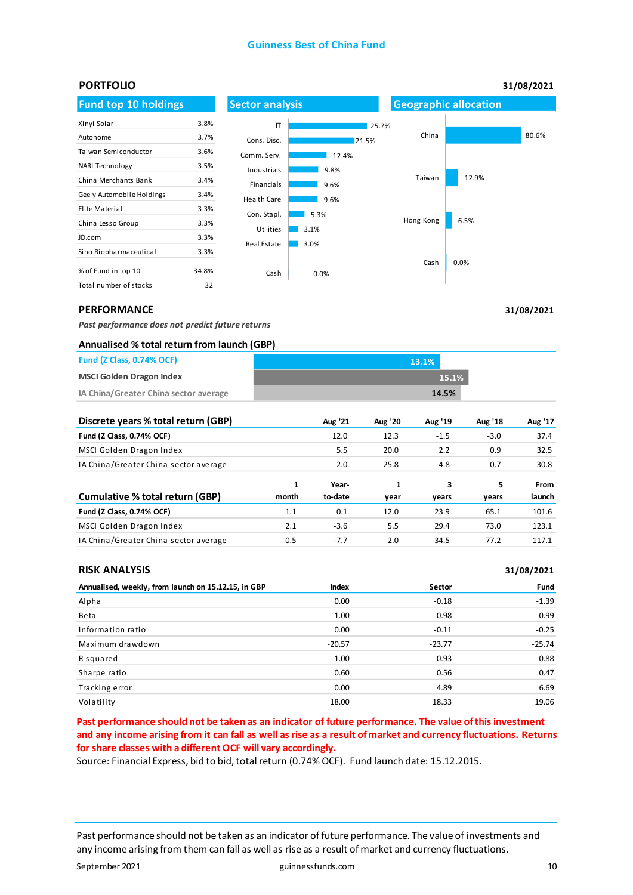Guinness Best of China Fund

## PORTFOLIO

31/08/2021

### Fund top 10 holdings

| Holding | % |
|---|---|
| Xinyi Solar | 3.8% |
| Autohome | 3.7% |
| Taiwan Semiconductor | 3.6% |
| NARI Technology | 3.5% |
| China Merchants Bank | 3.4% |
| Geely Automobile Holdings | 3.4% |
| Elite Material | 3.3% |
| China Lesso Group | 3.3% |
| JD.com | 3.3% |
| Sino Biopharmaceutical | 3.3% |
| % of Fund in top 10 | 34.8% |
| Total number of stocks | 32 |

### Sector analysis

| Sector | % |
|---|---|
| IT | 25.7% |
| Cons. Disc. | 21.5% |
| Comm. Serv. | 12.4% |
| Industrials | 9.8% |
| Financials | 9.6% |
| Health Care | 9.6% |
| Con. Stapl. | 5.3% |
| Utilities | 3.1% |
| Real Estate | 3.0% |
| Cash | 0.0% |

### Geographic allocation

| Region | % |
|---|---|
| China | 80.6% |
| Taiwan | 12.9% |
| Hong Kong | 6.5% |
| Cash | 0.0% |

## PERFORMANCE

31/08/2021

*Past performance does not predict future returns*

### Annualised % total return from launch (GBP)

| | |
|---|---|
| Fund (Z Class, 0.74% OCF) | 13.1% |
| MSCI Golden Dragon Index | 15.1% |
| IA China/Greater China sector average | 14.5% |

| Discrete years % total return (GBP) | Aug '21 | Aug '20 | Aug '19 | Aug '18 | Aug '17 |
|---|---|---|---|---|---|
| **Fund (Z Class, 0.74% OCF)** | 12.0 | 12.3 | -1.5 | -3.0 | 37.4 |
| MSCI Golden Dragon Index | 5.5 | 20.0 | 2.2 | 0.9 | 32.5 |
| IA China/Greater China sector average | 2.0 | 25.8 | 4.8 | 0.7 | 30.8 |

| Cumulative % total return (GBP) | 1 month | Year-to-date | 1 year | 3 years | 5 years | From launch |
|---|---|---|---|---|---|---|
| **Fund (Z Class, 0.74% OCF)** | 1.1 | 0.1 | 12.0 | 23.9 | 65.1 | 101.6 |
| MSCI Golden Dragon Index | 2.1 | -3.6 | 5.5 | 29.4 | 73.0 | 123.1 |
| IA China/Greater China sector average | 0.5 | -7.7 | 2.0 | 34.5 | 77.2 | 117.1 |

## RISK ANALYSIS

31/08/2021

| Annualised, weekly, from launch on 15.12.15, in GBP | Index | Sector | Fund |
|---|---|---|---|
| Alpha | 0.00 | -0.18 | -1.39 |
| Beta | 1.00 | 0.98 | 0.99 |
| Information ratio | 0.00 | -0.11 | -0.25 |
| Maximum drawdown | -20.57 | -23.77 | -25.74 |
| R squared | 1.00 | 0.93 | 0.88 |
| Sharpe ratio | 0.60 | 0.56 | 0.47 |
| Tracking error | 0.00 | 4.89 | 6.69 |
| Volatility | 18.00 | 18.33 | 19.06 |

**Past performance should not be taken as an indicator of future performance. The value of this investment and any income arising from it can fall as well as rise as a result of market and currency fluctuations. Returns for share classes with a different OCF will vary accordingly.**

Source: Financial Express, bid to bid, total return (0.74% OCF). Fund launch date: 15.12.2015.

Past performance should not be taken as an indicator of future performance. The value of investments and any income arising from them can fall as well as rise as a result of market and currency fluctuations.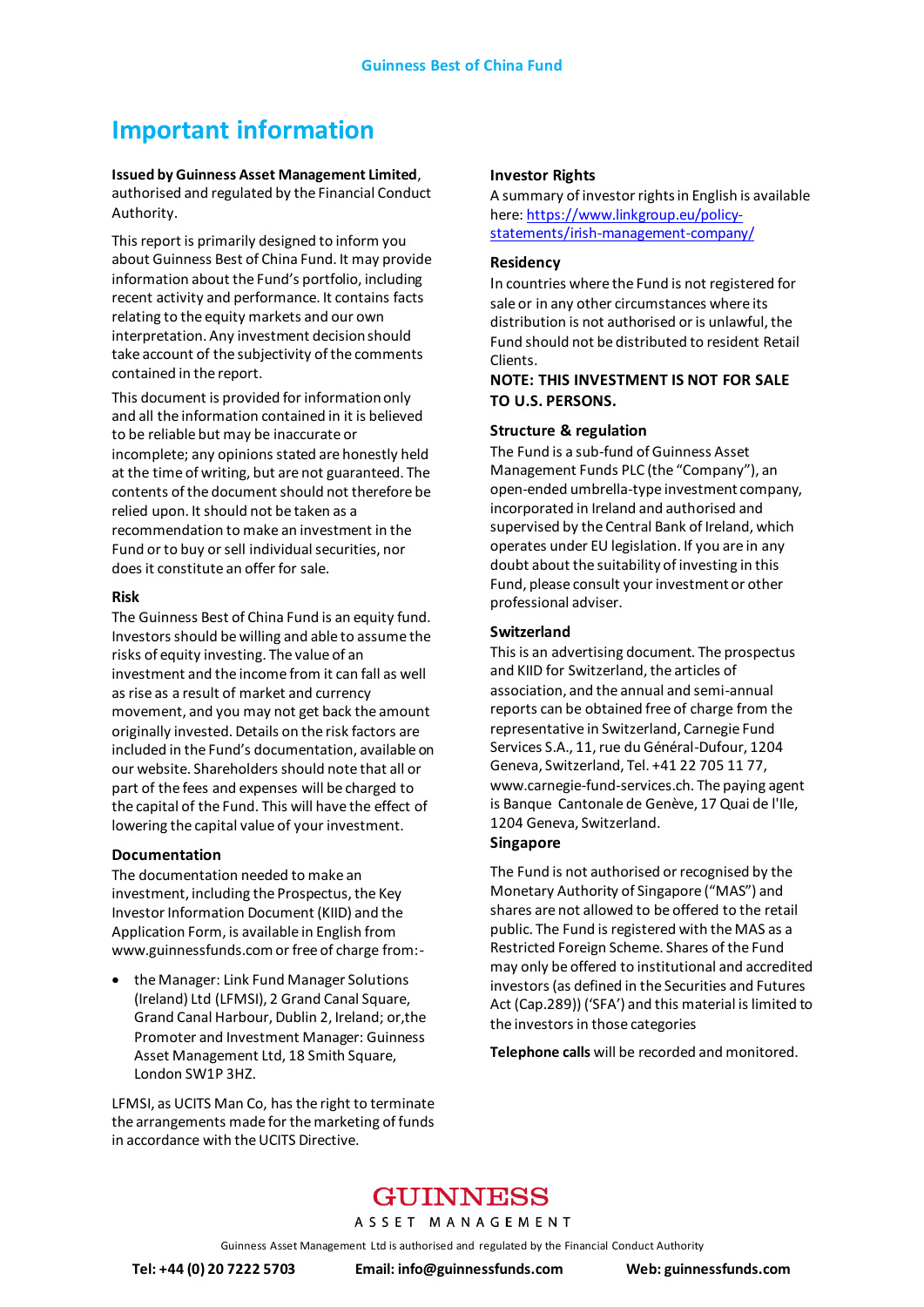# Important information

**Issued by Guinness Asset Management Limited**, authorised and regulated by the Financial Conduct Authority.

This report is primarily designed to inform you about Guinness Best of China Fund. It may provide information about the Fund's portfolio, including recent activity and performance. It contains facts relating to the equity markets and our own interpretation. Any investment decision should take account of the subjectivity of the comments contained in the report.

This document is provided for information only and all the information contained in it is believed to be reliable but may be inaccurate or incomplete; any opinions stated are honestly held at the time of writing, but are not guaranteed. The contents of the document should not therefore be relied upon. It should not be taken as a recommendation to make an investment in the Fund or to buy or sell individual securities, nor does it constitute an offer for sale.

### Risk

The Guinness Best of China Fund is an equity fund. Investors should be willing and able to assume the risks of equity investing. The value of an investment and the income from it can fall as well as rise as a result of market and currency movement, and you may not get back the amount originally invested. Details on the risk factors are included in the Fund's documentation, available on our website. Shareholders should note that all or part of the fees and expenses will be charged to the capital of the Fund. This will have the effect of lowering the capital value of your investment.

### Documentation

The documentation needed to make an investment, including the Prospectus, the Key Investor Information Document (KIID) and the Application Form, is available in English from www.guinnessfunds.com or free of charge from:-

- the Manager: Link Fund Manager Solutions (Ireland) Ltd (LFMSI), 2 Grand Canal Square, Grand Canal Harbour, Dublin 2, Ireland; or,the Promoter and Investment Manager: Guinness Asset Management Ltd, 18 Smith Square, London SW1P 3HZ.

LFMSI, as UCITS Man Co, has the right to terminate the arrangements made for the marketing of funds in accordance with the UCITS Directive.

### Investor Rights

A summary of investor rights in English is available here: [https://www.linkgroup.eu/policy-statements/irish-management-company/](https://www.linkgroup.eu/policy-statements/irish-management-company/)

### Residency

In countries where the Fund is not registered for sale or in any other circumstances where its distribution is not authorised or is unlawful, the Fund should not be distributed to resident Retail Clients.

**NOTE: THIS INVESTMENT IS NOT FOR SALE TO U.S. PERSONS.**

### Structure & regulation

The Fund is a sub-fund of Guinness Asset Management Funds PLC (the "Company"), an open-ended umbrella-type investment company, incorporated in Ireland and authorised and supervised by the Central Bank of Ireland, which operates under EU legislation. If you are in any doubt about the suitability of investing in this Fund, please consult your investment or other professional adviser.

### Switzerland

This is an advertising document. The prospectus and KIID for Switzerland, the articles of association, and the annual and semi-annual reports can be obtained free of charge from the representative in Switzerland, Carnegie Fund Services S.A., 11, rue du Général-Dufour, 1204 Geneva, Switzerland, Tel. +41 22 705 11 77, www.carnegie-fund-services.ch. The paying agent is Banque Cantonale de Genève, 17 Quai de l'Ile, 1204 Geneva, Switzerland.

### Singapore

The Fund is not authorised or recognised by the Monetary Authority of Singapore ("MAS") and shares are not allowed to be offered to the retail public. The Fund is registered with the MAS as a Restricted Foreign Scheme. Shares of the Fund may only be offered to institutional and accredited investors (as defined in the Securities and Futures Act (Cap.289)) ('SFA') and this material is limited to the investors in those categories

**Telephone calls** will be recorded and monitored.

GUINNESS
ASSET MANAGEMENT

Guinness Asset Management Ltd is authorised and regulated by the Financial Conduct Authority

**Tel: +44 (0) 20 7222 5703** **Email: info@guinnessfunds.com** **Web: guinnessfunds.com**